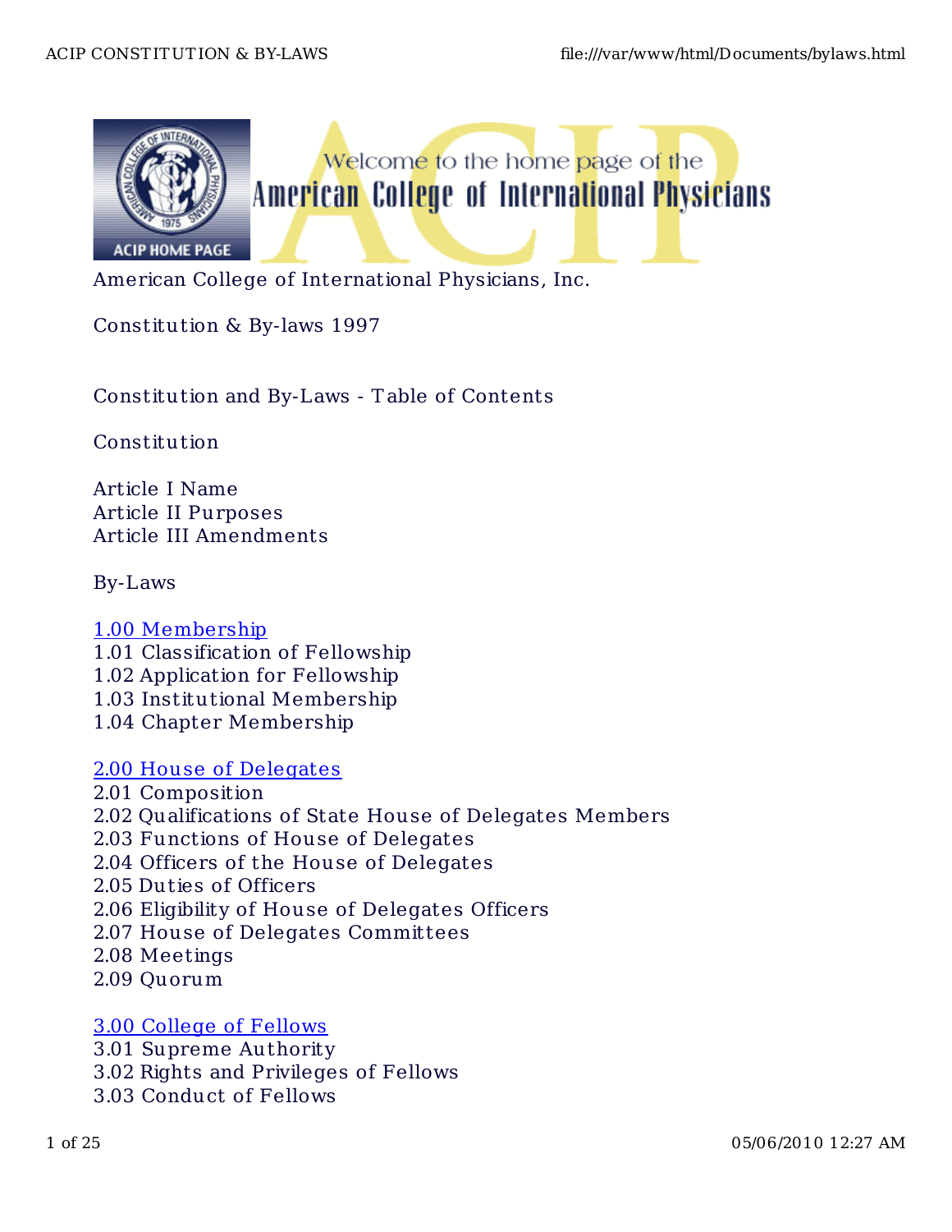American College of International Physicians, Inc.

Constitution & By-laws 1997

## Constitution and By-Laws - Table of Contents

### Constitution

Article I Name
Article II Purposes
Article III Amendments

### By-Laws

[1.00 Membership]
1.01 Classification of Fellowship
1.02 Application for Fellowship
1.03 Institutional Membership
1.04 Chapter Membership

[2.00 House of Delegates]
2.01 Composition
2.02 Qualifications of State House of Delegates Members
2.03 Functions of House of Delegates
2.04 Officers of the House of Delegates
2.05 Duties of Officers
2.06 Eligibility of House of Delegates Officers
2.07 House of Delegates Committees
2.08 Meetings
2.09 Quorum

[3.00 College of Fellows]
3.01 Supreme Authority
3.02 Rights and Privileges of Fellows
3.03 Conduct of Fellows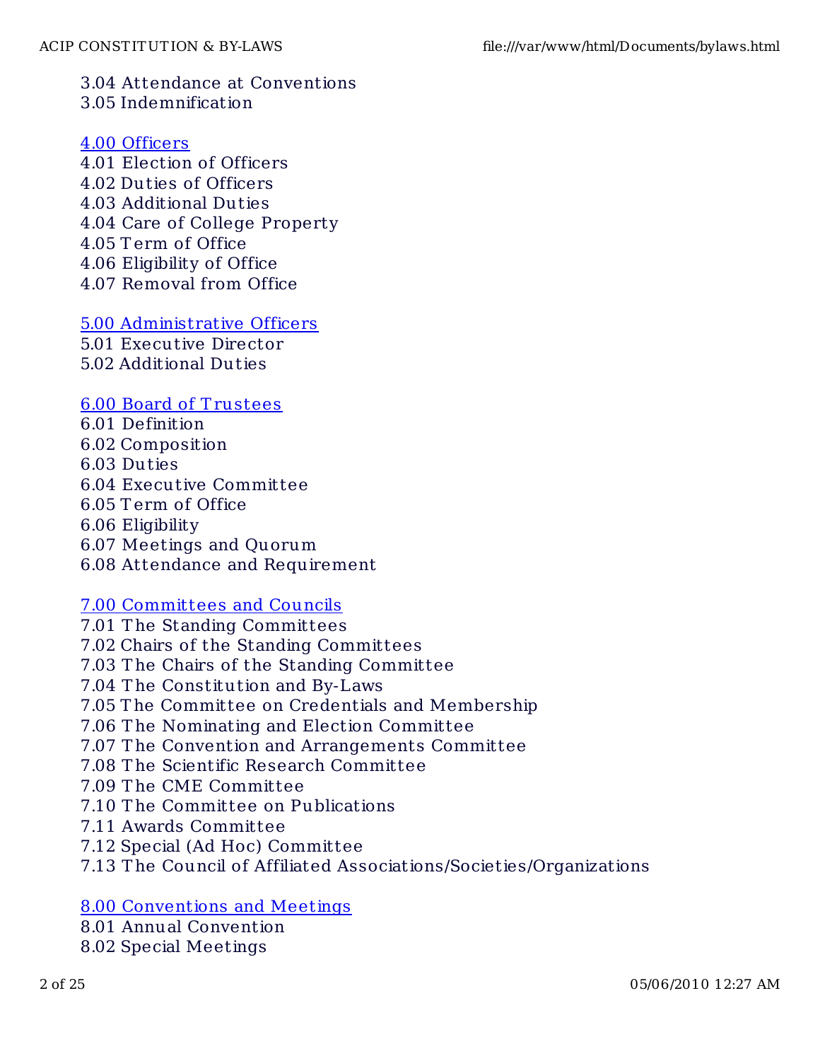3.04 Attendance at Conventions
3.05 Indemnification

[4.00 Officers]
4.01 Election of Officers
4.02 Duties of Officers
4.03 Additional Duties
4.04 Care of College Property
4.05 Term of Office
4.06 Eligibility of Office
4.07 Removal from Office

[5.00 Administrative Officers]
5.01 Executive Director
5.02 Additional Duties

[6.00 Board of Trustees]
6.01 Definition
6.02 Composition
6.03 Duties
6.04 Executive Committee
6.05 Term of Office
6.06 Eligibility
6.07 Meetings and Quorum
6.08 Attendance and Requirement

[7.00 Committees and Councils]
7.01 The Standing Committees
7.02 Chairs of the Standing Committees
7.03 The Chairs of the Standing Committee
7.04 The Constitution and By-Laws
7.05 The Committee on Credentials and Membership
7.06 The Nominating and Election Committee
7.07 The Convention and Arrangements Committee
7.08 The Scientific Research Committee
7.09 The CME Committee
7.10 The Committee on Publications
7.11 Awards Committee
7.12 Special (Ad Hoc) Committee
7.13 The Council of Affiliated Associations/Societies/Organizations

[8.00 Conventions and Meetings]
8.01 Annual Convention
8.02 Special Meetings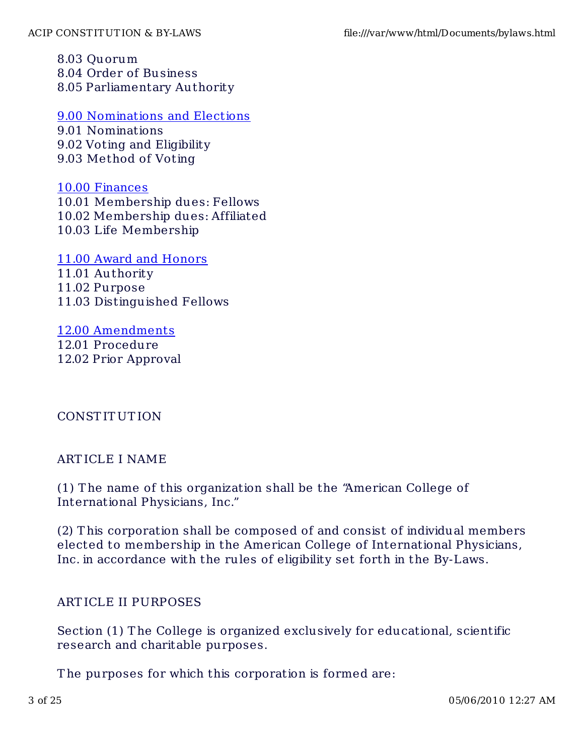8.03 Quorum
8.04 Order of Business
8.05 Parliamentary Authority

9.00 Nominations and Elections
9.01 Nominations
9.02 Voting and Eligibility
9.03 Method of Voting

10.00 Finances
10.01 Membership dues: Fellows
10.02 Membership dues: Affiliated
10.03 Life Membership

11.00 Award and Honors
11.01 Authority
11.02 Purpose
11.03 Distinguished Fellows

12.00 Amendments
12.01 Procedure
12.02 Prior Approval

## CONSTITUTION

### ARTICLE I NAME

(1) The name of this organization shall be the "American College of International Physicians, Inc."

(2) This corporation shall be composed of and consist of individual members elected to membership in the American College of International Physicians, Inc. in accordance with the rules of eligibility set forth in the By-Laws.

### ARTICLE II PURPOSES

Section (1) The College is organized exclusively for educational, scientific research and charitable purposes.

The purposes for which this corporation is formed are: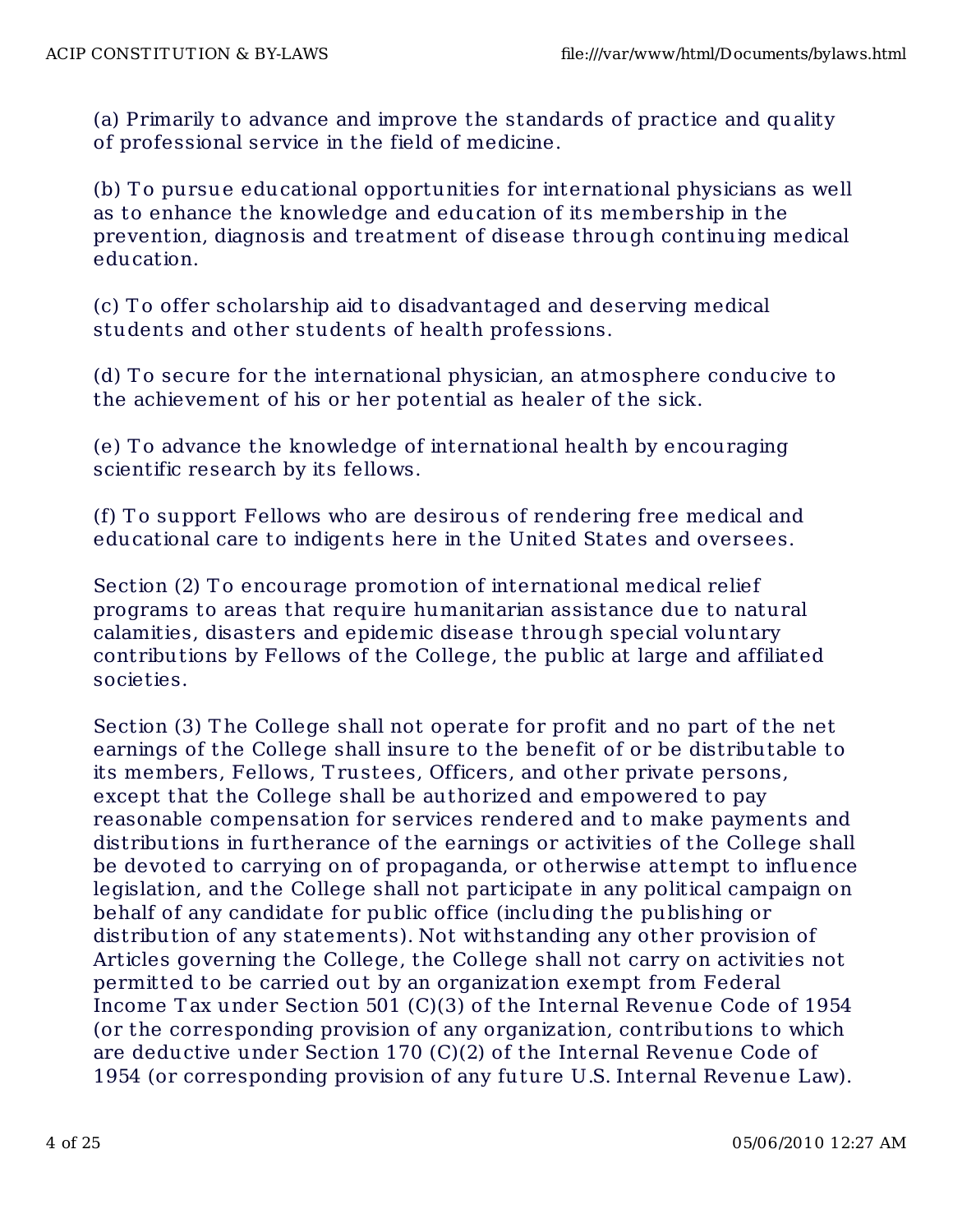(a) Primarily to advance and improve the standards of practice and quality of professional service in the field of medicine.

(b) To pursue educational opportunities for international physicians as well as to enhance the knowledge and education of its membership in the prevention, diagnosis and treatment of disease through continuing medical education.

(c) To offer scholarship aid to disadvantaged and deserving medical students and other students of health professions.

(d) To secure for the international physician, an atmosphere conducive to the achievement of his or her potential as healer of the sick.

(e) To advance the knowledge of international health by encouraging scientific research by its fellows.

(f) To support Fellows who are desirous of rendering free medical and educational care to indigents here in the United States and oversees.

Section (2) To encourage promotion of international medical relief programs to areas that require humanitarian assistance due to natural calamities, disasters and epidemic disease through special voluntary contributions by Fellows of the College, the public at large and affiliated societies.

Section (3) The College shall not operate for profit and no part of the net earnings of the College shall insure to the benefit of or be distributable to its members, Fellows, Trustees, Officers, and other private persons, except that the College shall be authorized and empowered to pay reasonable compensation for services rendered and to make payments and distributions in furtherance of the earnings or activities of the College shall be devoted to carrying on of propaganda, or otherwise attempt to influence legislation, and the College shall not participate in any political campaign on behalf of any candidate for public office (including the publishing or distribution of any statements). Not withstanding any other provision of Articles governing the College, the College shall not carry on activities not permitted to be carried out by an organization exempt from Federal Income Tax under Section 501 (C)(3) of the Internal Revenue Code of 1954 (or the corresponding provision of any organization, contributions to which are deductive under Section 170 (C)(2) of the Internal Revenue Code of 1954 (or corresponding provision of any future U.S. Internal Revenue Law).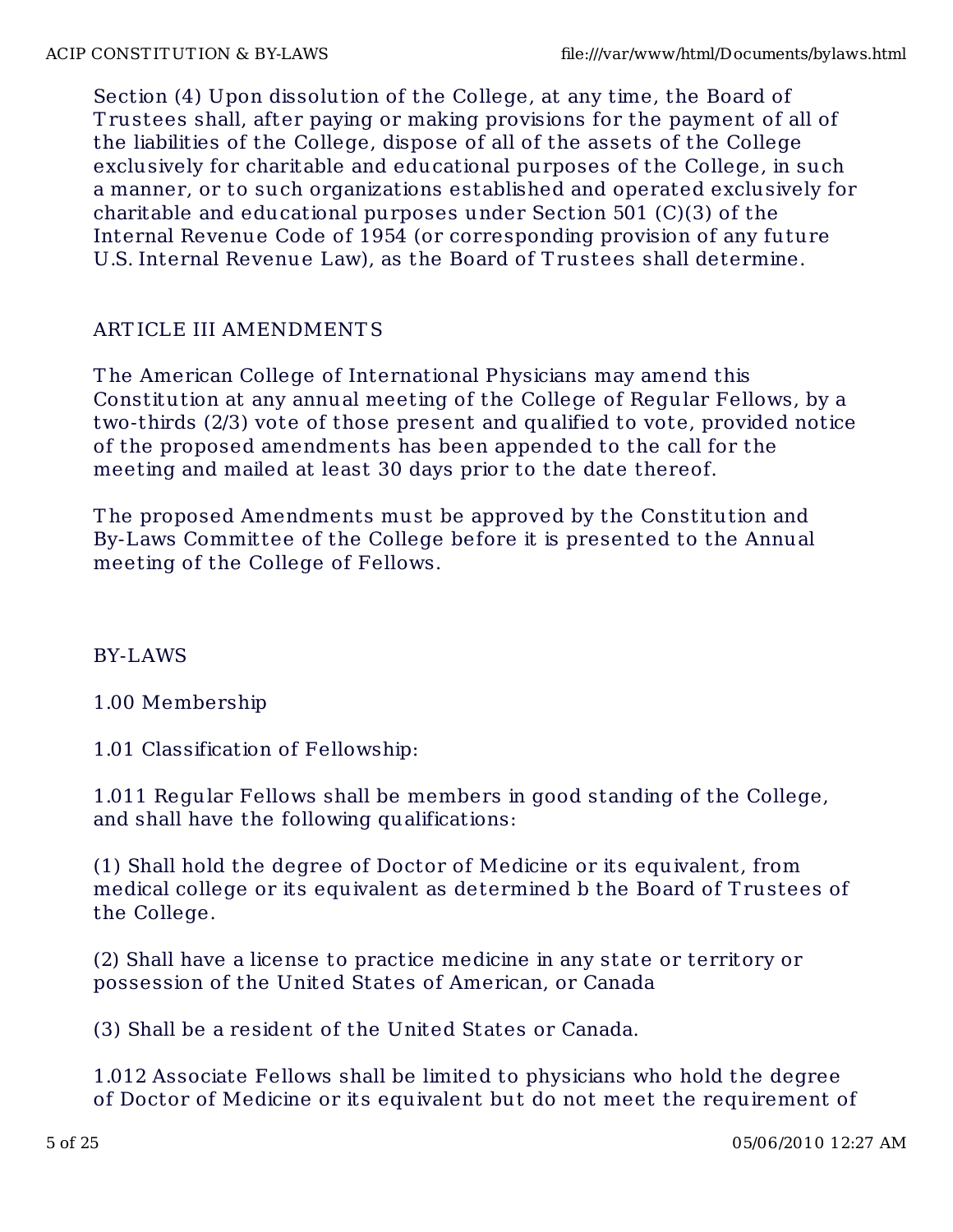Section (4) Upon dissolution of the College, at any time, the Board of Trustees shall, after paying or making provisions for the payment of all of the liabilities of the College, dispose of all of the assets of the College exclusively for charitable and educational purposes of the College, in such a manner, or to such organizations established and operated exclusively for charitable and educational purposes under Section 501 (C)(3) of the Internal Revenue Code of 1954 (or corresponding provision of any future U.S. Internal Revenue Law), as the Board of Trustees shall determine.

## ARTICLE III AMENDMENTS

The American College of International Physicians may amend this Constitution at any annual meeting of the College of Regular Fellows, by a two-thirds (2/3) vote of those present and qualified to vote, provided notice of the proposed amendments has been appended to the call for the meeting and mailed at least 30 days prior to the date thereof.

The proposed Amendments must be approved by the Constitution and By-Laws Committee of the College before it is presented to the Annual meeting of the College of Fellows.

# BY-LAWS

## 1.00 Membership

### 1.01 Classification of Fellowship:

1.011 Regular Fellows shall be members in good standing of the College, and shall have the following qualifications:

(1) Shall hold the degree of Doctor of Medicine or its equivalent, from medical college or its equivalent as determined b the Board of Trustees of the College.

(2) Shall have a license to practice medicine in any state or territory or possession of the United States of American, or Canada

(3) Shall be a resident of the United States or Canada.

1.012 Associate Fellows shall be limited to physicians who hold the degree of Doctor of Medicine or its equivalent but do not meet the requirement of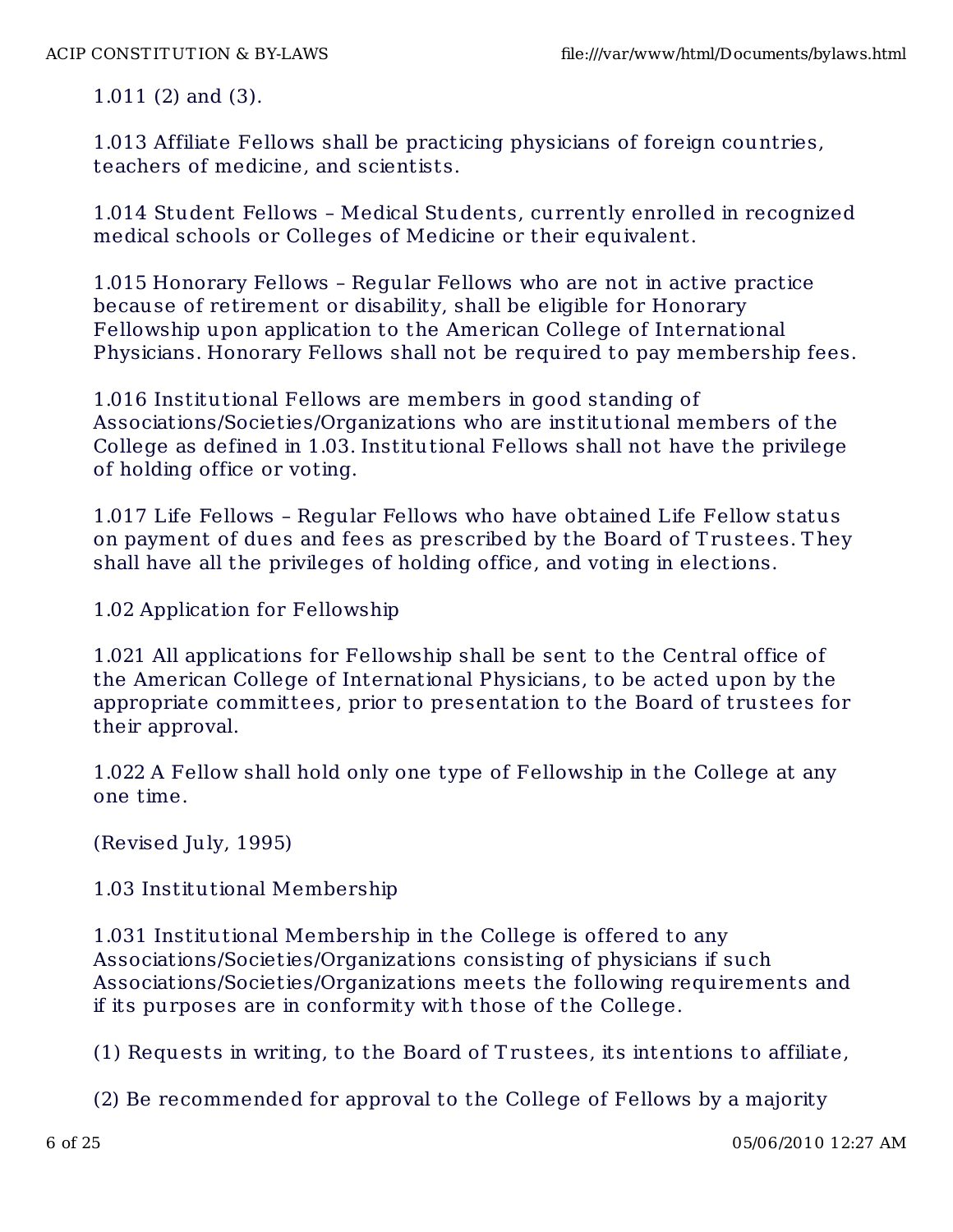1.011 (2) and (3).

1.013 Affiliate Fellows shall be practicing physicians of foreign countries, teachers of medicine, and scientists.

1.014 Student Fellows – Medical Students, currently enrolled in recognized medical schools or Colleges of Medicine or their equivalent.

1.015 Honorary Fellows – Regular Fellows who are not in active practice because of retirement or disability, shall be eligible for Honorary Fellowship upon application to the American College of International Physicians. Honorary Fellows shall not be required to pay membership fees.

1.016 Institutional Fellows are members in good standing of Associations/Societies/Organizations who are institutional members of the College as defined in 1.03. Institutional Fellows shall not have the privilege of holding office or voting.

1.017 Life Fellows – Regular Fellows who have obtained Life Fellow status on payment of dues and fees as prescribed by the Board of Trustees. They shall have all the privileges of holding office, and voting in elections.

1.02 Application for Fellowship

1.021 All applications for Fellowship shall be sent to the Central office of the American College of International Physicians, to be acted upon by the appropriate committees, prior to presentation to the Board of trustees for their approval.

1.022 A Fellow shall hold only one type of Fellowship in the College at any one time.

(Revised July, 1995)

1.03 Institutional Membership

1.031 Institutional Membership in the College is offered to any Associations/Societies/Organizations consisting of physicians if such Associations/Societies/Organizations meets the following requirements and if its purposes are in conformity with those of the College.

(1) Requests in writing, to the Board of Trustees, its intentions to affiliate,

(2) Be recommended for approval to the College of Fellows by a majority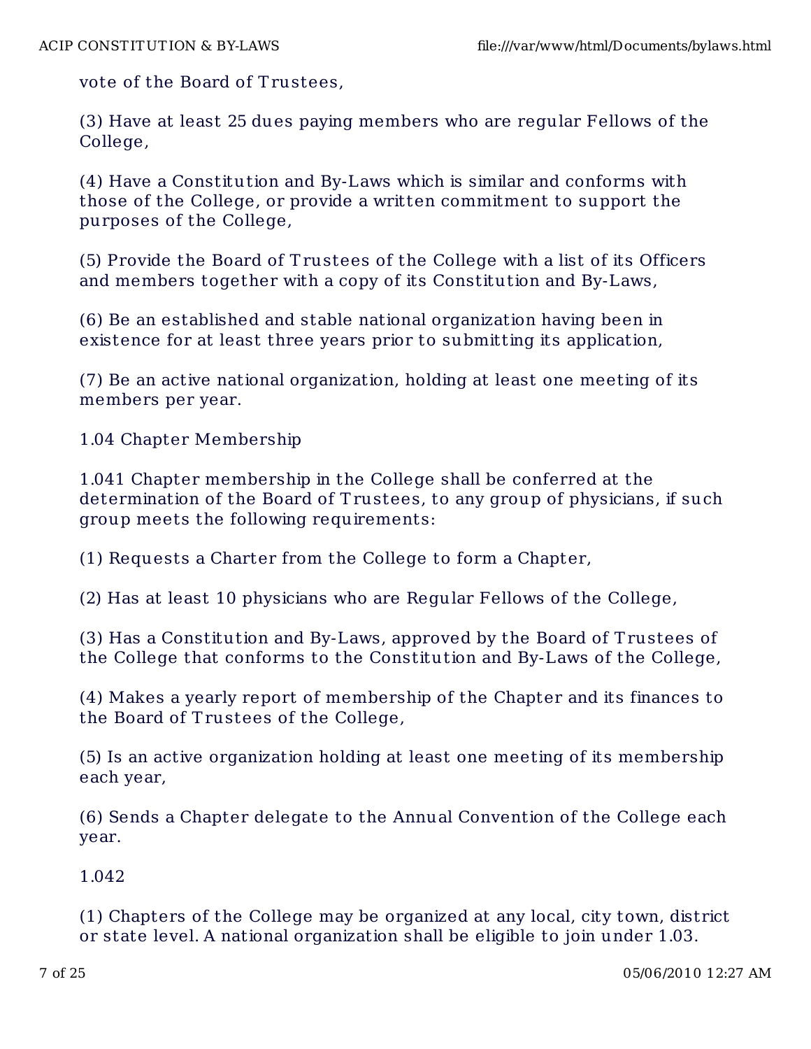vote of the Board of Trustees,

(3) Have at least 25 dues paying members who are regular Fellows of the College,

(4) Have a Constitution and By-Laws which is similar and conforms with those of the College, or provide a written commitment to support the purposes of the College,

(5) Provide the Board of Trustees of the College with a list of its Officers and members together with a copy of its Constitution and By-Laws,

(6) Be an established and stable national organization having been in existence for at least three years prior to submitting its application,

(7) Be an active national organization, holding at least one meeting of its members per year.

1.04 Chapter Membership

1.041 Chapter membership in the College shall be conferred at the determination of the Board of Trustees, to any group of physicians, if such group meets the following requirements:

(1) Requests a Charter from the College to form a Chapter,

(2) Has at least 10 physicians who are Regular Fellows of the College,

(3) Has a Constitution and By-Laws, approved by the Board of Trustees of the College that conforms to the Constitution and By-Laws of the College,

(4) Makes a yearly report of membership of the Chapter and its finances to the Board of Trustees of the College,

(5) Is an active organization holding at least one meeting of its membership each year,

(6) Sends a Chapter delegate to the Annual Convention of the College each year.

1.042

(1) Chapters of the College may be organized at any local, city town, district or state level. A national organization shall be eligible to join under 1.03.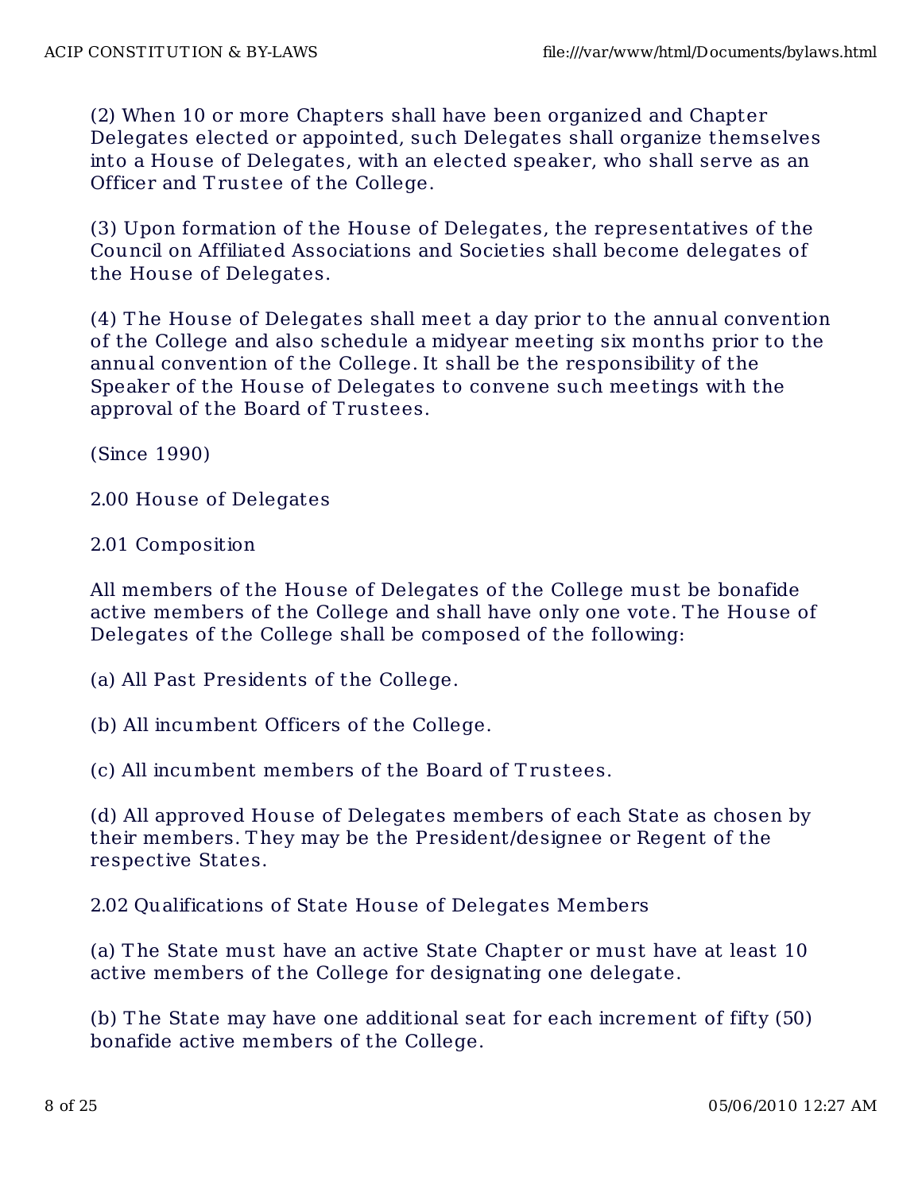(2) When 10 or more Chapters shall have been organized and Chapter Delegates elected or appointed, such Delegates shall organize themselves into a House of Delegates, with an elected speaker, who shall serve as an Officer and Trustee of the College.

(3) Upon formation of the House of Delegates, the representatives of the Council on Affiliated Associations and Societies shall become delegates of the House of Delegates.

(4) The House of Delegates shall meet a day prior to the annual convention of the College and also schedule a midyear meeting six months prior to the annual convention of the College. It shall be the responsibility of the Speaker of the House of Delegates to convene such meetings with the approval of the Board of Trustees.

(Since 1990)

## 2.00 House of Delegates

### 2.01 Composition

All members of the House of Delegates of the College must be bonafide active members of the College and shall have only one vote. The House of Delegates of the College shall be composed of the following:

(a) All Past Presidents of the College.

(b) All incumbent Officers of the College.

(c) All incumbent members of the Board of Trustees.

(d) All approved House of Delegates members of each State as chosen by their members. They may be the President/designee or Regent of the respective States.

### 2.02 Qualifications of State House of Delegates Members

(a) The State must have an active State Chapter or must have at least 10 active members of the College for designating one delegate.

(b) The State may have one additional seat for each increment of fifty (50) bonafide active members of the College.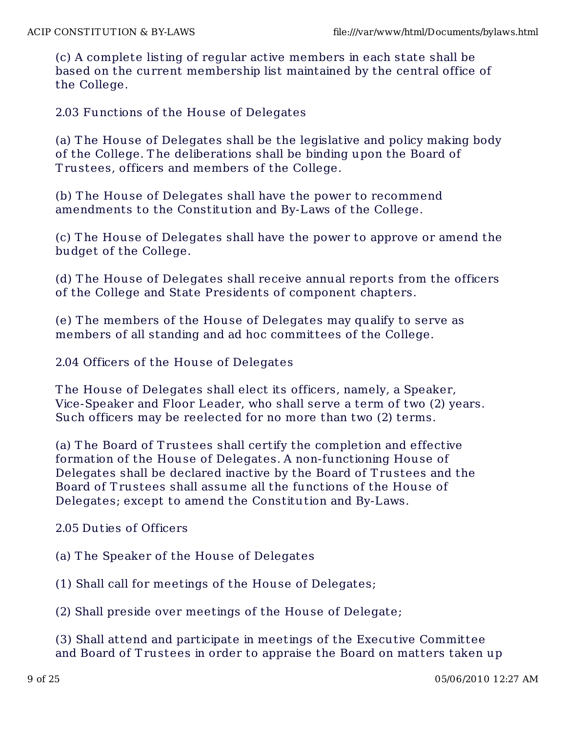(c) A complete listing of regular active members in each state shall be based on the current membership list maintained by the central office of the College.

2.03 Functions of the House of Delegates

(a) The House of Delegates shall be the legislative and policy making body of the College. The deliberations shall be binding upon the Board of Trustees, officers and members of the College.

(b) The House of Delegates shall have the power to recommend amendments to the Constitution and By-Laws of the College.

(c) The House of Delegates shall have the power to approve or amend the budget of the College.

(d) The House of Delegates shall receive annual reports from the officers of the College and State Presidents of component chapters.

(e) The members of the House of Delegates may qualify to serve as members of all standing and ad hoc committees of the College.

2.04 Officers of the House of Delegates

The House of Delegates shall elect its officers, namely, a Speaker, Vice-Speaker and Floor Leader, who shall serve a term of two (2) years. Such officers may be reelected for no more than two (2) terms.

(a) The Board of Trustees shall certify the completion and effective formation of the House of Delegates. A non-functioning House of Delegates shall be declared inactive by the Board of Trustees and the Board of Trustees shall assume all the functions of the House of Delegates; except to amend the Constitution and By-Laws.

2.05 Duties of Officers

(a) The Speaker of the House of Delegates

(1) Shall call for meetings of the House of Delegates;

(2) Shall preside over meetings of the House of Delegate;

(3) Shall attend and participate in meetings of the Executive Committee and Board of Trustees in order to appraise the Board on matters taken up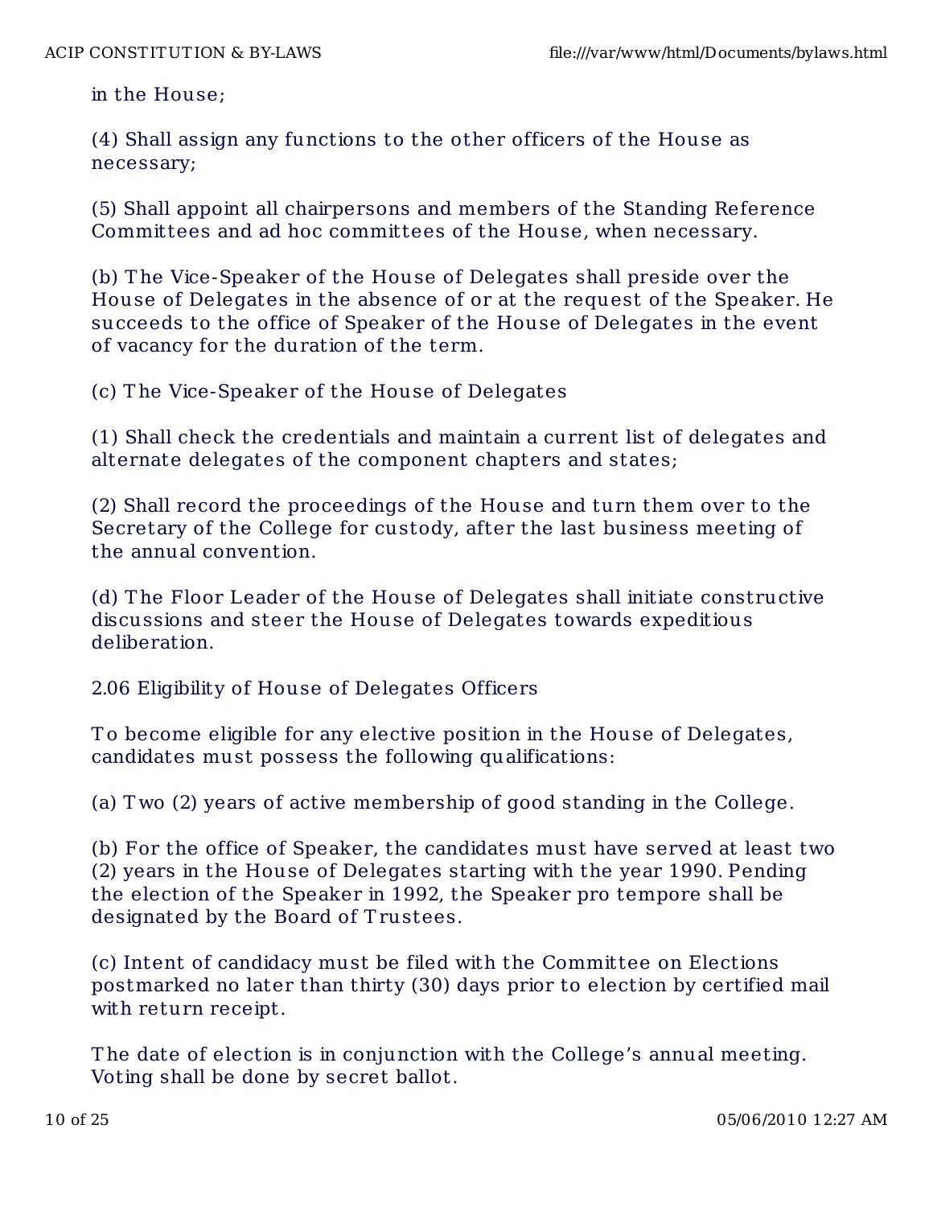in the House;

(4) Shall assign any functions to the other officers of the House as necessary;

(5) Shall appoint all chairpersons and members of the Standing Reference Committees and ad hoc committees of the House, when necessary.

(b) The Vice-Speaker of the House of Delegates shall preside over the House of Delegates in the absence of or at the request of the Speaker. He succeeds to the office of Speaker of the House of Delegates in the event of vacancy for the duration of the term.

(c) The Vice-Speaker of the House of Delegates

(1) Shall check the credentials and maintain a current list of delegates and alternate delegates of the component chapters and states;

(2) Shall record the proceedings of the House and turn them over to the Secretary of the College for custody, after the last business meeting of the annual convention.

(d) The Floor Leader of the House of Delegates shall initiate constructive discussions and steer the House of Delegates towards expeditious deliberation.

2.06 Eligibility of House of Delegates Officers

To become eligible for any elective position in the House of Delegates, candidates must possess the following qualifications:

(a) Two (2) years of active membership of good standing in the College.

(b) For the office of Speaker, the candidates must have served at least two (2) years in the House of Delegates starting with the year 1990. Pending the election of the Speaker in 1992, the Speaker pro tempore shall be designated by the Board of Trustees.

(c) Intent of candidacy must be filed with the Committee on Elections postmarked no later than thirty (30) days prior to election by certified mail with return receipt.

The date of election is in conjunction with the College's annual meeting. Voting shall be done by secret ballot.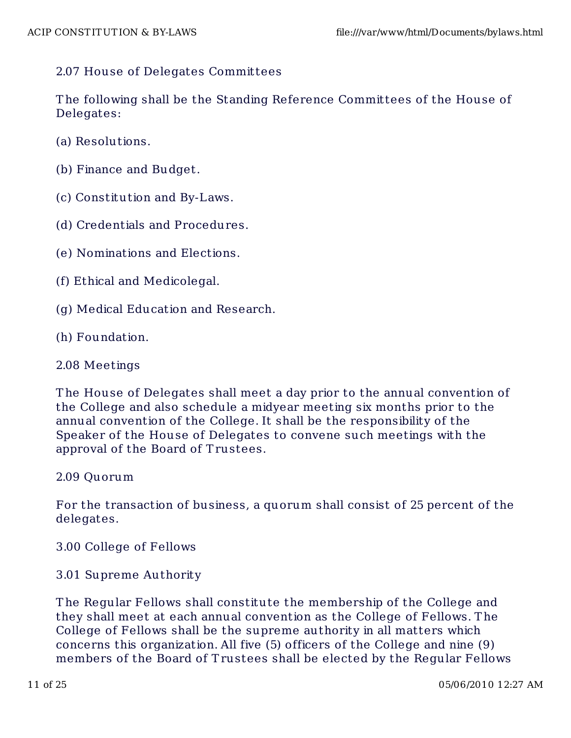2.07 House of Delegates Committees

The following shall be the Standing Reference Committees of the House of Delegates:

(a) Resolutions.

(b) Finance and Budget.

(c) Constitution and By-Laws.

(d) Credentials and Procedures.

(e) Nominations and Elections.

(f) Ethical and Medicolegal.

(g) Medical Education and Research.

(h) Foundation.

2.08 Meetings

The House of Delegates shall meet a day prior to the annual convention of the College and also schedule a midyear meeting six months prior to the annual convention of the College. It shall be the responsibility of the Speaker of the House of Delegates to convene such meetings with the approval of the Board of Trustees.

2.09 Quorum

For the transaction of business, a quorum shall consist of 25 percent of the delegates.

3.00 College of Fellows

3.01 Supreme Authority

The Regular Fellows shall constitute the membership of the College and they shall meet at each annual convention as the College of Fellows. The College of Fellows shall be the supreme authority in all matters which concerns this organization. All five (5) officers of the College and nine (9) members of the Board of Trustees shall be elected by the Regular Fellows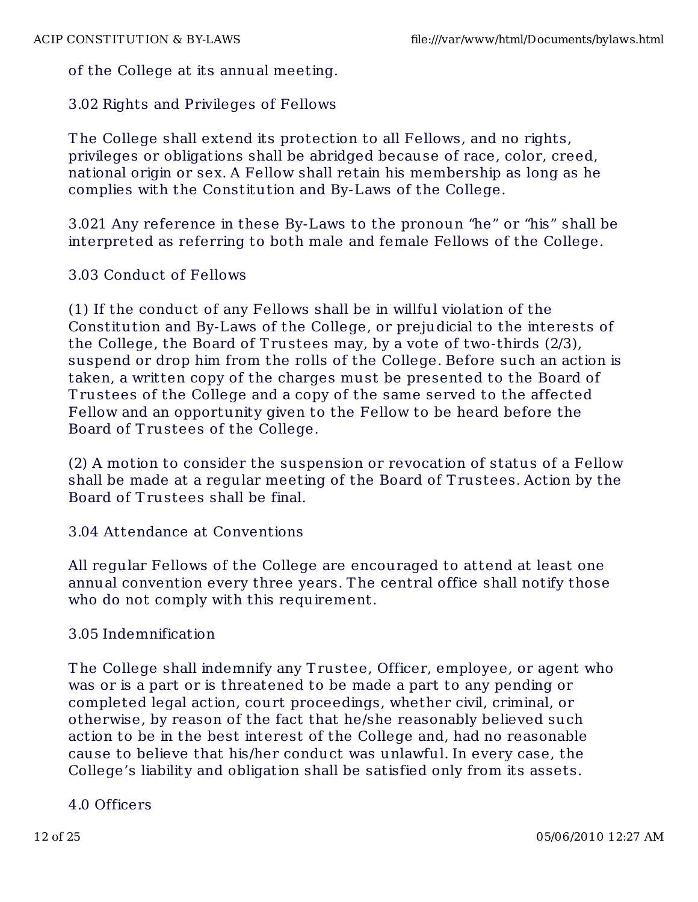of the College at its annual meeting.

### 3.02 Rights and Privileges of Fellows

The College shall extend its protection to all Fellows, and no rights, privileges or obligations shall be abridged because of race, color, creed, national origin or sex. A Fellow shall retain his membership as long as he complies with the Constitution and By-Laws of the College.

3.021 Any reference in these By-Laws to the pronoun "he" or "his" shall be interpreted as referring to both male and female Fellows of the College.

### 3.03 Conduct of Fellows

(1) If the conduct of any Fellows shall be in willful violation of the Constitution and By-Laws of the College, or prejudicial to the interests of the College, the Board of Trustees may, by a vote of two-thirds (2/3), suspend or drop him from the rolls of the College. Before such an action is taken, a written copy of the charges must be presented to the Board of Trustees of the College and a copy of the same served to the affected Fellow and an opportunity given to the Fellow to be heard before the Board of Trustees of the College.

(2) A motion to consider the suspension or revocation of status of a Fellow shall be made at a regular meeting of the Board of Trustees. Action by the Board of Trustees shall be final.

### 3.04 Attendance at Conventions

All regular Fellows of the College are encouraged to attend at least one annual convention every three years. The central office shall notify those who do not comply with this requirement.

### 3.05 Indemnification

The College shall indemnify any Trustee, Officer, employee, or agent who was or is a part or is threatened to be made a part to any pending or completed legal action, court proceedings, whether civil, criminal, or otherwise, by reason of the fact that he/she reasonably believed such action to be in the best interest of the College and, had no reasonable cause to believe that his/her conduct was unlawful. In every case, the College's liability and obligation shall be satisfied only from its assets.

## 4.0 Officers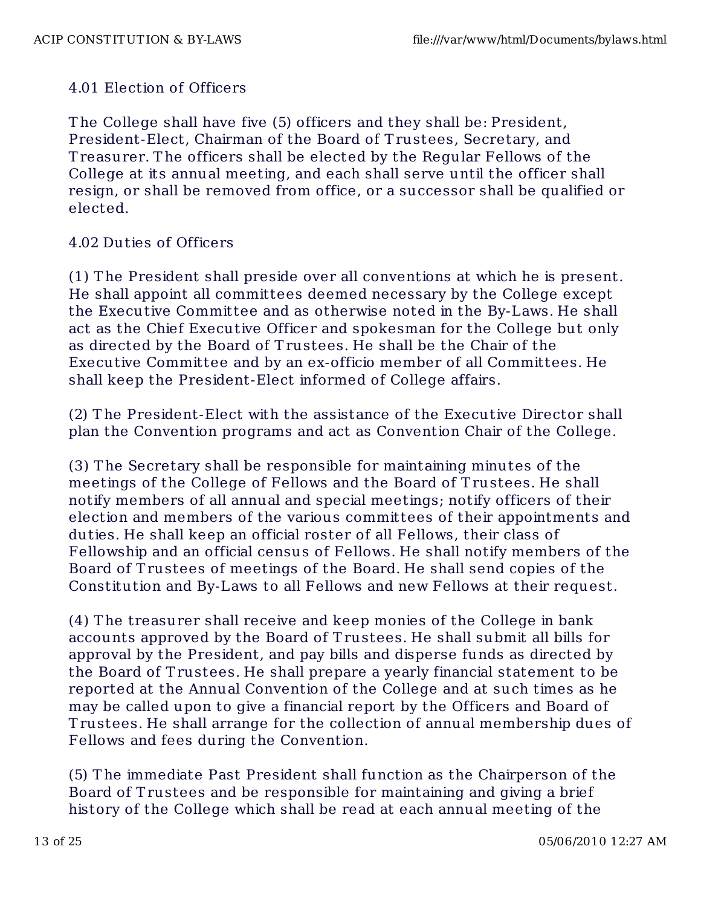### 4.01 Election of Officers

The College shall have five (5) officers and they shall be: President, President-Elect, Chairman of the Board of Trustees, Secretary, and Treasurer. The officers shall be elected by the Regular Fellows of the College at its annual meeting, and each shall serve until the officer shall resign, or shall be removed from office, or a successor shall be qualified or elected.

### 4.02 Duties of Officers

(1) The President shall preside over all conventions at which he is present. He shall appoint all committees deemed necessary by the College except the Executive Committee and as otherwise noted in the By-Laws. He shall act as the Chief Executive Officer and spokesman for the College but only as directed by the Board of Trustees. He shall be the Chair of the Executive Committee and by an ex-officio member of all Committees. He shall keep the President-Elect informed of College affairs.

(2) The President-Elect with the assistance of the Executive Director shall plan the Convention programs and act as Convention Chair of the College.

(3) The Secretary shall be responsible for maintaining minutes of the meetings of the College of Fellows and the Board of Trustees. He shall notify members of all annual and special meetings; notify officers of their election and members of the various committees of their appointments and duties. He shall keep an official roster of all Fellows, their class of Fellowship and an official census of Fellows. He shall notify members of the Board of Trustees of meetings of the Board. He shall send copies of the Constitution and By-Laws to all Fellows and new Fellows at their request.

(4) The treasurer shall receive and keep monies of the College in bank accounts approved by the Board of Trustees. He shall submit all bills for approval by the President, and pay bills and disperse funds as directed by the Board of Trustees. He shall prepare a yearly financial statement to be reported at the Annual Convention of the College and at such times as he may be called upon to give a financial report by the Officers and Board of Trustees. He shall arrange for the collection of annual membership dues of Fellows and fees during the Convention.

(5) The immediate Past President shall function as the Chairperson of the Board of Trustees and be responsible for maintaining and giving a brief history of the College which shall be read at each annual meeting of the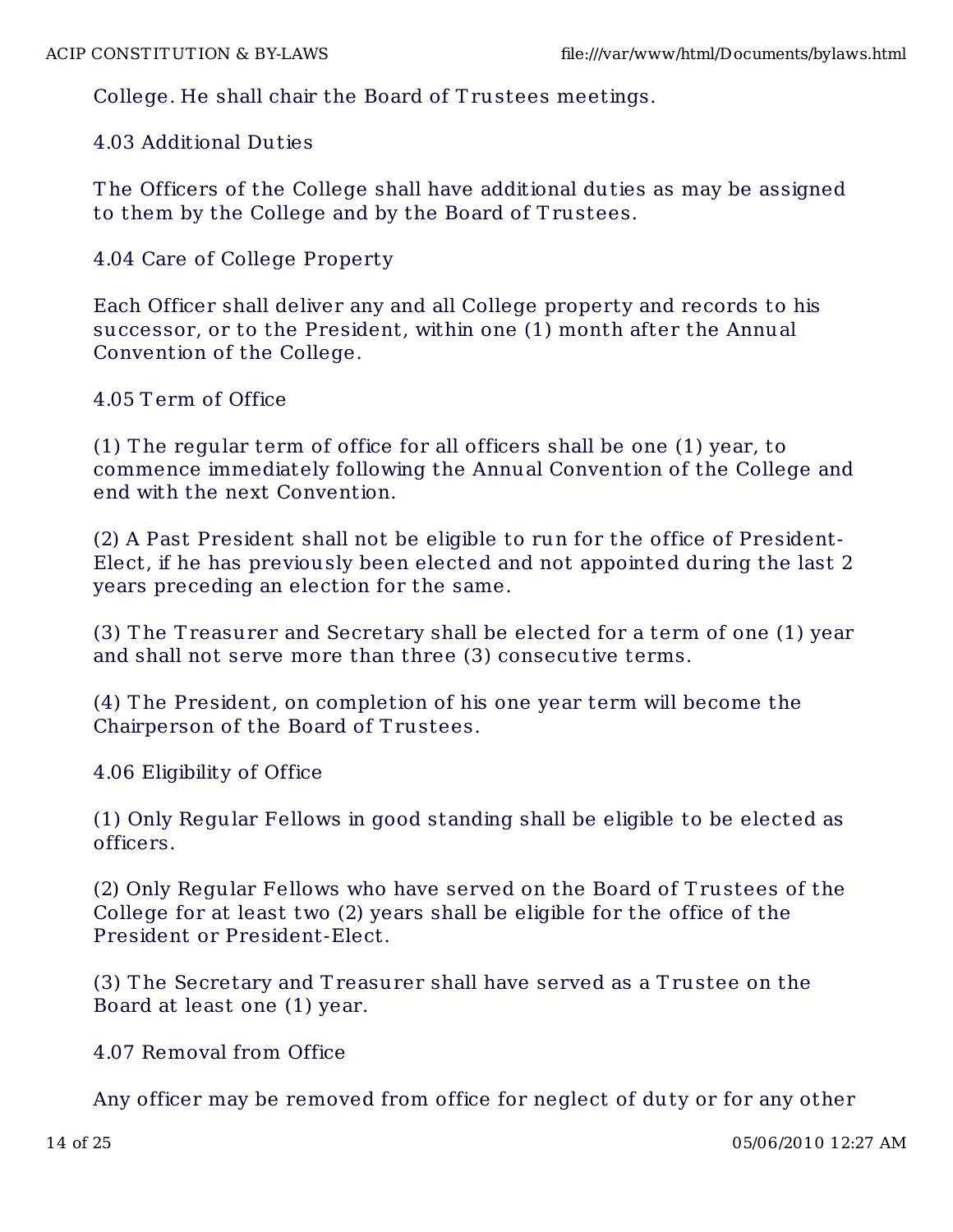College. He shall chair the Board of Trustees meetings.

### 4.03 Additional Duties

The Officers of the College shall have additional duties as may be assigned to them by the College and by the Board of Trustees.

### 4.04 Care of College Property

Each Officer shall deliver any and all College property and records to his successor, or to the President, within one (1) month after the Annual Convention of the College.

### 4.05 Term of Office

(1) The regular term of office for all officers shall be one (1) year, to commence immediately following the Annual Convention of the College and end with the next Convention.

(2) A Past President shall not be eligible to run for the office of President-Elect, if he has previously been elected and not appointed during the last 2 years preceding an election for the same.

(3) The Treasurer and Secretary shall be elected for a term of one (1) year and shall not serve more than three (3) consecutive terms.

(4) The President, on completion of his one year term will become the Chairperson of the Board of Trustees.

### 4.06 Eligibility of Office

(1) Only Regular Fellows in good standing shall be eligible to be elected as officers.

(2) Only Regular Fellows who have served on the Board of Trustees of the College for at least two (2) years shall be eligible for the office of the President or President-Elect.

(3) The Secretary and Treasurer shall have served as a Trustee on the Board at least one (1) year.

### 4.07 Removal from Office

Any officer may be removed from office for neglect of duty or for any other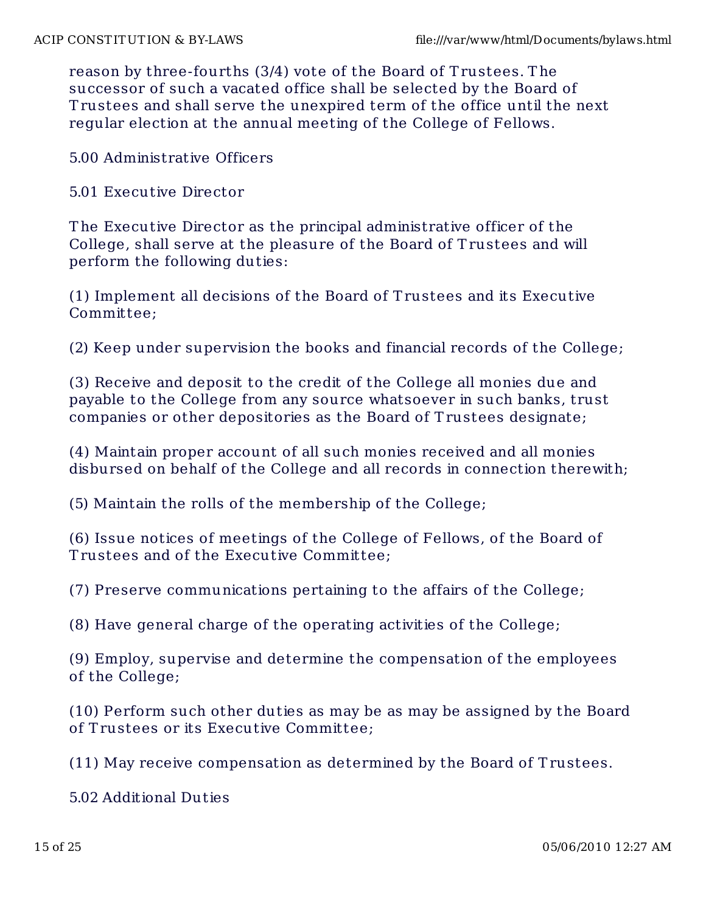reason by three-fourths (3/4) vote of the Board of Trustees. The successor of such a vacated office shall be selected by the Board of Trustees and shall serve the unexpired term of the office until the next regular election at the annual meeting of the College of Fellows.

5.00 Administrative Officers

5.01 Executive Director

The Executive Director as the principal administrative officer of the College, shall serve at the pleasure of the Board of Trustees and will perform the following duties:

(1) Implement all decisions of the Board of Trustees and its Executive Committee;

(2) Keep under supervision the books and financial records of the College;

(3) Receive and deposit to the credit of the College all monies due and payable to the College from any source whatsoever in such banks, trust companies or other depositories as the Board of Trustees designate;

(4) Maintain proper account of all such monies received and all monies disbursed on behalf of the College and all records in connection therewith;

(5) Maintain the rolls of the membership of the College;

(6) Issue notices of meetings of the College of Fellows, of the Board of Trustees and of the Executive Committee;

(7) Preserve communications pertaining to the affairs of the College;

(8) Have general charge of the operating activities of the College;

(9) Employ, supervise and determine the compensation of the employees of the College;

(10) Perform such other duties as may be as may be assigned by the Board of Trustees or its Executive Committee;

(11) May receive compensation as determined by the Board of Trustees.

5.02 Additional Duties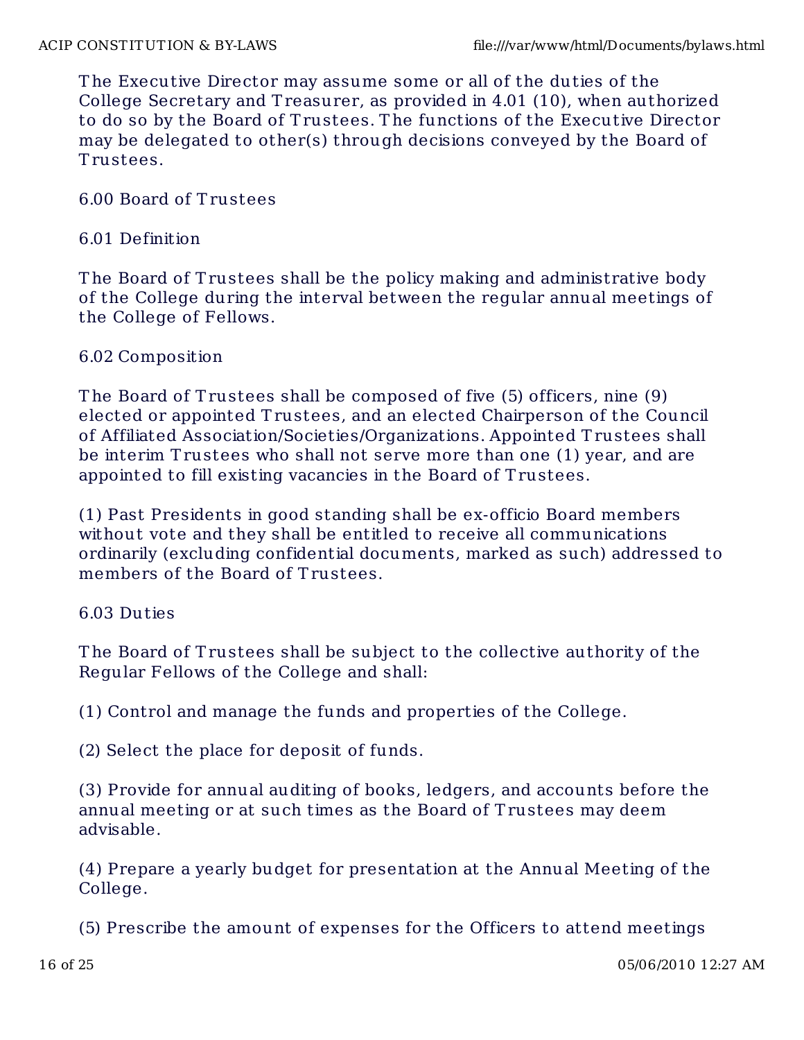The Executive Director may assume some or all of the duties of the College Secretary and Treasurer, as provided in 4.01 (10), when authorized to do so by the Board of Trustees. The functions of the Executive Director may be delegated to other(s) through decisions conveyed by the Board of Trustees.

## 6.00 Board of Trustees

### 6.01 Definition

The Board of Trustees shall be the policy making and administrative body of the College during the interval between the regular annual meetings of the College of Fellows.

### 6.02 Composition

The Board of Trustees shall be composed of five (5) officers, nine (9) elected or appointed Trustees, and an elected Chairperson of the Council of Affiliated Association/Societies/Organizations. Appointed Trustees shall be interim Trustees who shall not serve more than one (1) year, and are appointed to fill existing vacancies in the Board of Trustees.

(1) Past Presidents in good standing shall be ex-officio Board members without vote and they shall be entitled to receive all communications ordinarily (excluding confidential documents, marked as such) addressed to members of the Board of Trustees.

### 6.03 Duties

The Board of Trustees shall be subject to the collective authority of the Regular Fellows of the College and shall:

(1) Control and manage the funds and properties of the College.

(2) Select the place for deposit of funds.

(3) Provide for annual auditing of books, ledgers, and accounts before the annual meeting or at such times as the Board of Trustees may deem advisable.

(4) Prepare a yearly budget for presentation at the Annual Meeting of the College.

(5) Prescribe the amount of expenses for the Officers to attend meetings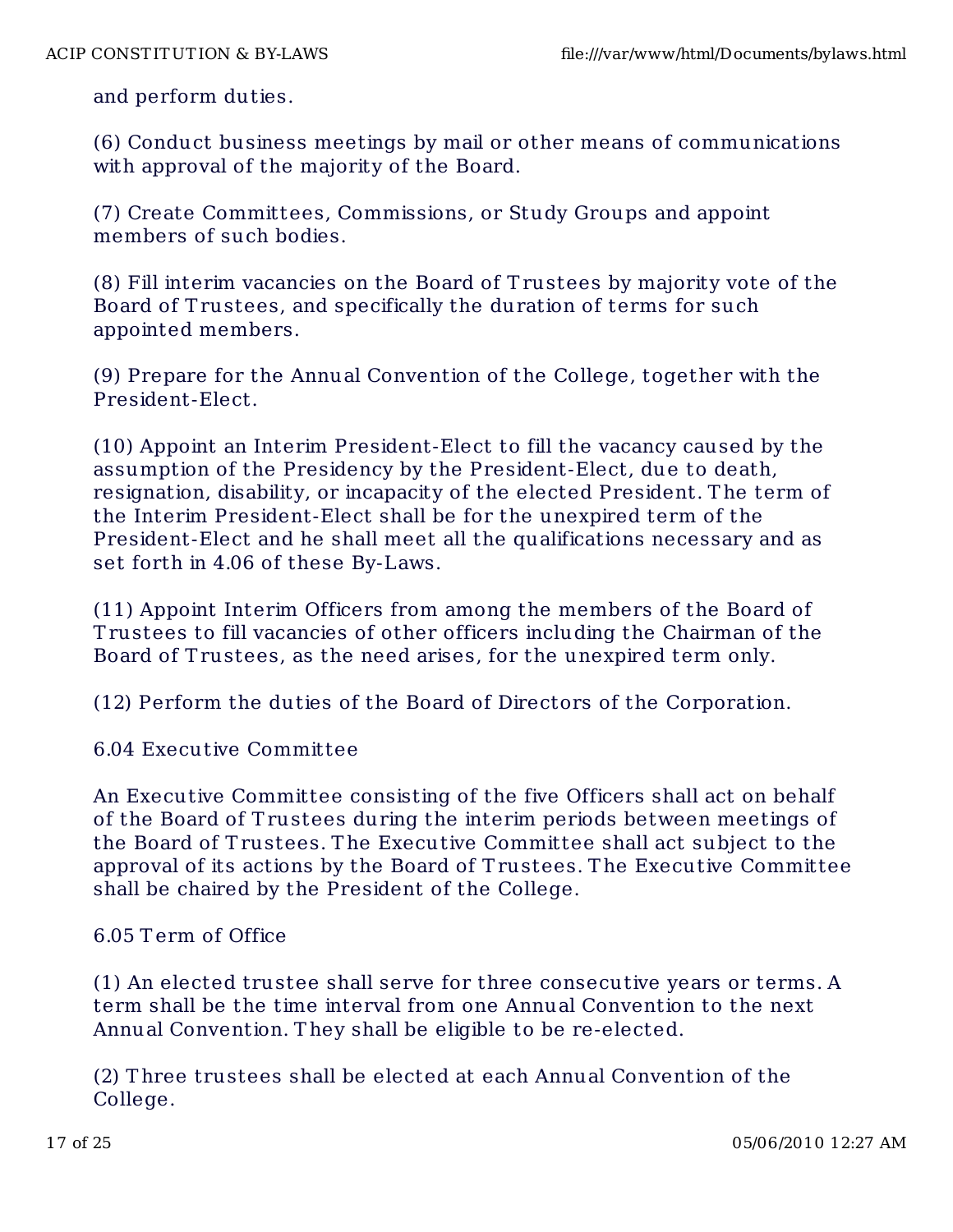and perform duties.

(6) Conduct business meetings by mail or other means of communications with approval of the majority of the Board.

(7) Create Committees, Commissions, or Study Groups and appoint members of such bodies.

(8) Fill interim vacancies on the Board of Trustees by majority vote of the Board of Trustees, and specifically the duration of terms for such appointed members.

(9) Prepare for the Annual Convention of the College, together with the President-Elect.

(10) Appoint an Interim President-Elect to fill the vacancy caused by the assumption of the Presidency by the President-Elect, due to death, resignation, disability, or incapacity of the elected President. The term of the Interim President-Elect shall be for the unexpired term of the President-Elect and he shall meet all the qualifications necessary and as set forth in 4.06 of these By-Laws.

(11) Appoint Interim Officers from among the members of the Board of Trustees to fill vacancies of other officers including the Chairman of the Board of Trustees, as the need arises, for the unexpired term only.

(12) Perform the duties of the Board of Directors of the Corporation.

6.04 Executive Committee

An Executive Committee consisting of the five Officers shall act on behalf of the Board of Trustees during the interim periods between meetings of the Board of Trustees. The Executive Committee shall act subject to the approval of its actions by the Board of Trustees. The Executive Committee shall be chaired by the President of the College.

6.05 Term of Office

(1) An elected trustee shall serve for three consecutive years or terms. A term shall be the time interval from one Annual Convention to the next Annual Convention. They shall be eligible to be re-elected.

(2) Three trustees shall be elected at each Annual Convention of the College.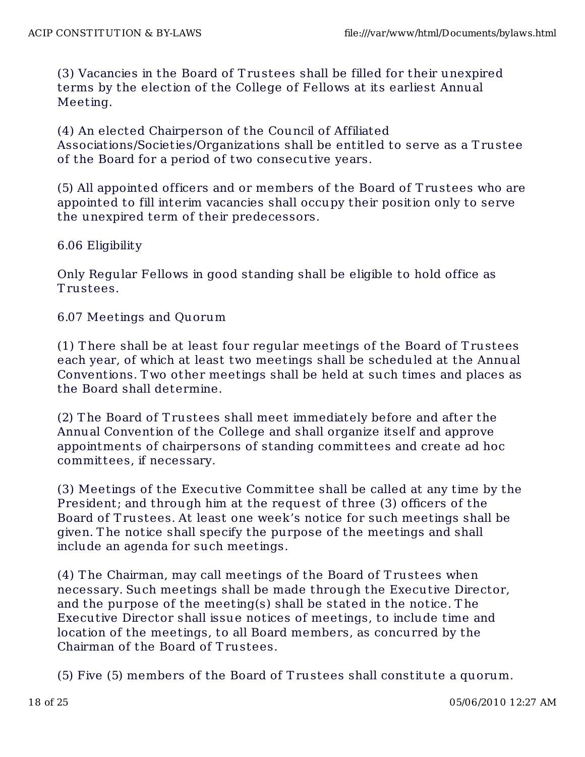(3) Vacancies in the Board of Trustees shall be filled for their unexpired terms by the election of the College of Fellows at its earliest Annual Meeting.

(4) An elected Chairperson of the Council of Affiliated Associations/Societies/Organizations shall be entitled to serve as a Trustee of the Board for a period of two consecutive years.

(5) All appointed officers and or members of the Board of Trustees who are appointed to fill interim vacancies shall occupy their position only to serve the unexpired term of their predecessors.

6.06 Eligibility

Only Regular Fellows in good standing shall be eligible to hold office as Trustees.

6.07 Meetings and Quorum

(1) There shall be at least four regular meetings of the Board of Trustees each year, of which at least two meetings shall be scheduled at the Annual Conventions. Two other meetings shall be held at such times and places as the Board shall determine.

(2) The Board of Trustees shall meet immediately before and after the Annual Convention of the College and shall organize itself and approve appointments of chairpersons of standing committees and create ad hoc committees, if necessary.

(3) Meetings of the Executive Committee shall be called at any time by the President; and through him at the request of three (3) officers of the Board of Trustees. At least one week's notice for such meetings shall be given. The notice shall specify the purpose of the meetings and shall include an agenda for such meetings.

(4) The Chairman, may call meetings of the Board of Trustees when necessary. Such meetings shall be made through the Executive Director, and the purpose of the meeting(s) shall be stated in the notice. The Executive Director shall issue notices of meetings, to include time and location of the meetings, to all Board members, as concurred by the Chairman of the Board of Trustees.

(5) Five (5) members of the Board of Trustees shall constitute a quorum.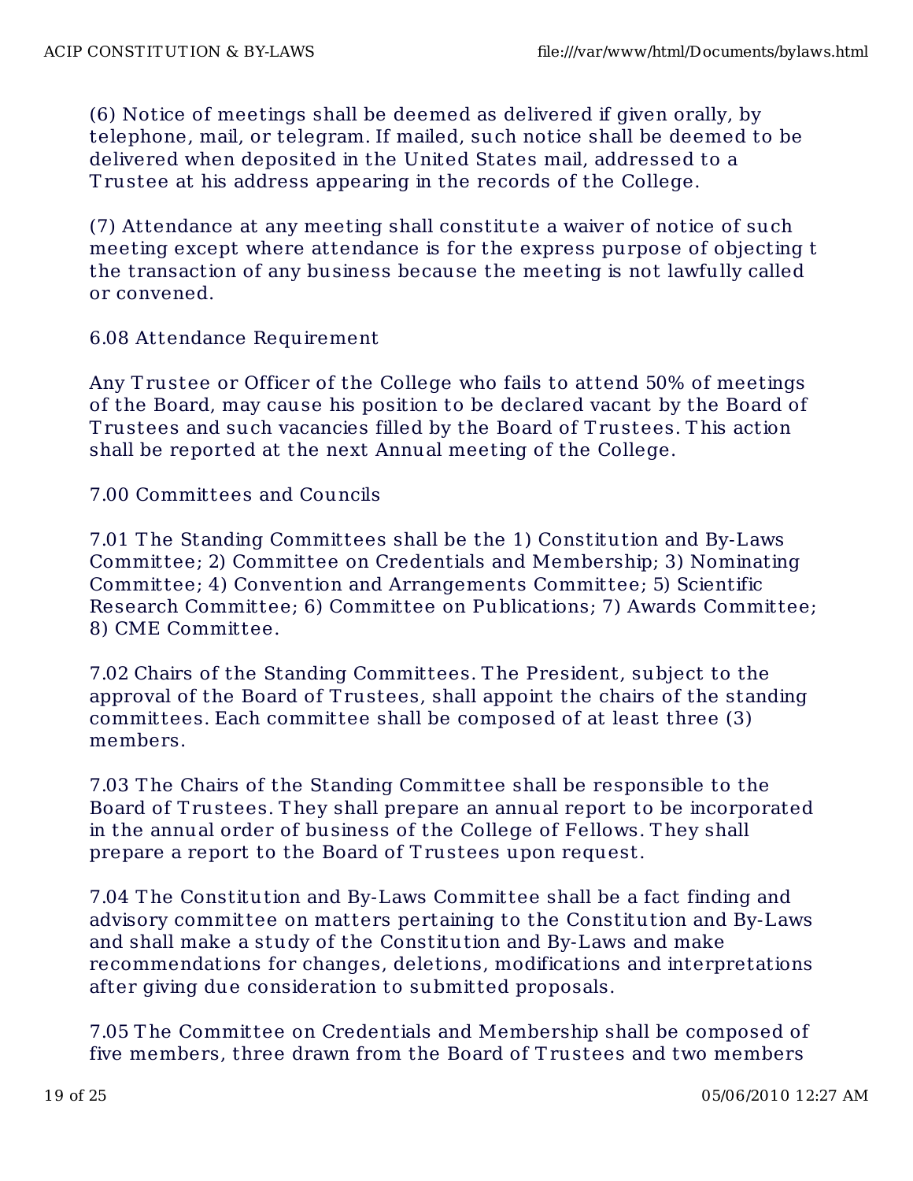(6) Notice of meetings shall be deemed as delivered if given orally, by telephone, mail, or telegram. If mailed, such notice shall be deemed to be delivered when deposited in the United States mail, addressed to a Trustee at his address appearing in the records of the College.

(7) Attendance at any meeting shall constitute a waiver of notice of such meeting except where attendance is for the express purpose of objecting t the transaction of any business because the meeting is not lawfully called or convened.

6.08 Attendance Requirement

Any Trustee or Officer of the College who fails to attend 50% of meetings of the Board, may cause his position to be declared vacant by the Board of Trustees and such vacancies filled by the Board of Trustees. This action shall be reported at the next Annual meeting of the College.

7.00 Committees and Councils

7.01 The Standing Committees shall be the 1) Constitution and By-Laws Committee; 2) Committee on Credentials and Membership; 3) Nominating Committee; 4) Convention and Arrangements Committee; 5) Scientific Research Committee; 6) Committee on Publications; 7) Awards Committee; 8) CME Committee.

7.02 Chairs of the Standing Committees. The President, subject to the approval of the Board of Trustees, shall appoint the chairs of the standing committees. Each committee shall be composed of at least three (3) members.

7.03 The Chairs of the Standing Committee shall be responsible to the Board of Trustees. They shall prepare an annual report to be incorporated in the annual order of business of the College of Fellows. They shall prepare a report to the Board of Trustees upon request.

7.04 The Constitution and By-Laws Committee shall be a fact finding and advisory committee on matters pertaining to the Constitution and By-Laws and shall make a study of the Constitution and By-Laws and make recommendations for changes, deletions, modifications and interpretations after giving due consideration to submitted proposals.

7.05 The Committee on Credentials and Membership shall be composed of five members, three drawn from the Board of Trustees and two members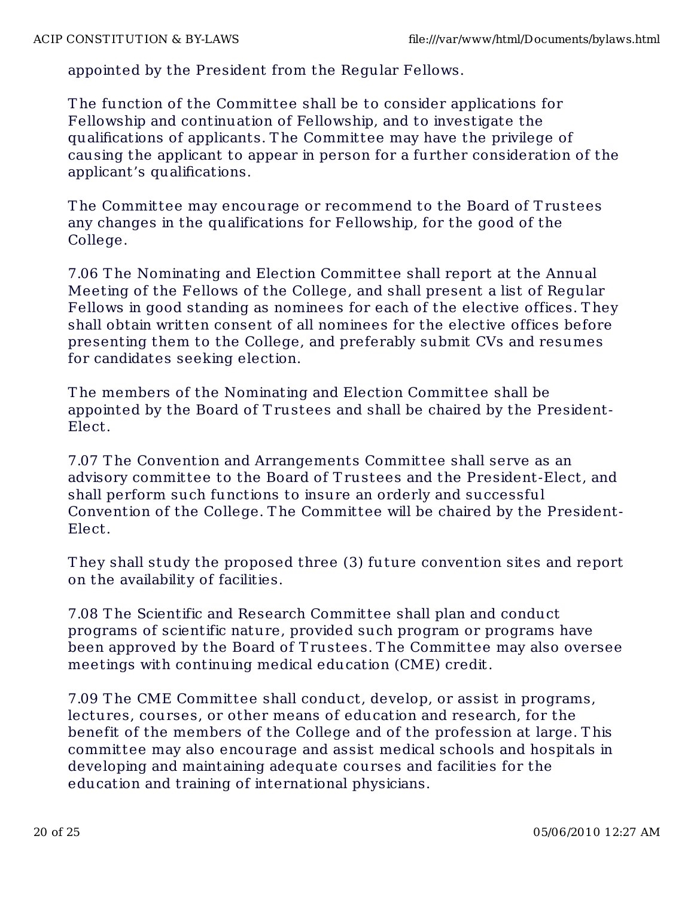appointed by the President from the Regular Fellows.

The function of the Committee shall be to consider applications for Fellowship and continuation of Fellowship, and to investigate the qualifications of applicants. The Committee may have the privilege of causing the applicant to appear in person for a further consideration of the applicant's qualifications.

The Committee may encourage or recommend to the Board of Trustees any changes in the qualifications for Fellowship, for the good of the College.

7.06 The Nominating and Election Committee shall report at the Annual Meeting of the Fellows of the College, and shall present a list of Regular Fellows in good standing as nominees for each of the elective offices. They shall obtain written consent of all nominees for the elective offices before presenting them to the College, and preferably submit CVs and resumes for candidates seeking election.

The members of the Nominating and Election Committee shall be appointed by the Board of Trustees and shall be chaired by the President-Elect.

7.07 The Convention and Arrangements Committee shall serve as an advisory committee to the Board of Trustees and the President-Elect, and shall perform such functions to insure an orderly and successful Convention of the College. The Committee will be chaired by the President-Elect.

They shall study the proposed three (3) future convention sites and report on the availability of facilities.

7.08 The Scientific and Research Committee shall plan and conduct programs of scientific nature, provided such program or programs have been approved by the Board of Trustees. The Committee may also oversee meetings with continuing medical education (CME) credit.

7.09 The CME Committee shall conduct, develop, or assist in programs, lectures, courses, or other means of education and research, for the benefit of the members of the College and of the profession at large. This committee may also encourage and assist medical schools and hospitals in developing and maintaining adequate courses and facilities for the education and training of international physicians.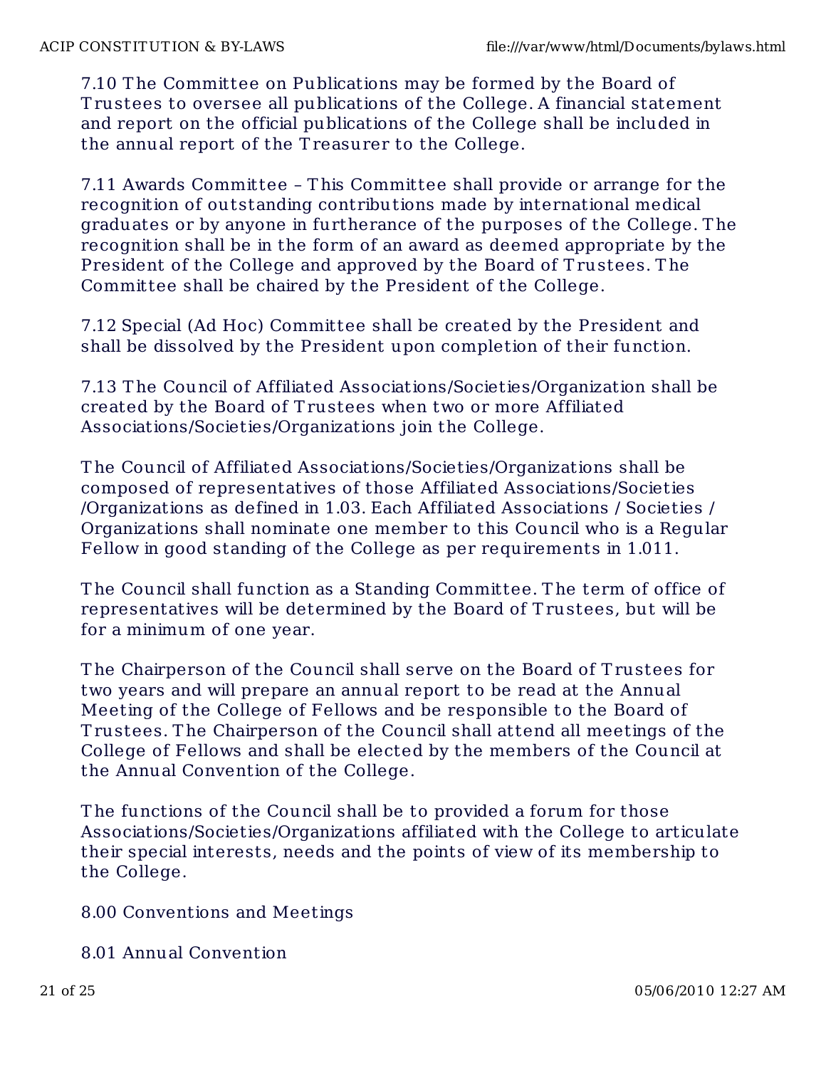7.10 The Committee on Publications may be formed by the Board of Trustees to oversee all publications of the College. A financial statement and report on the official publications of the College shall be included in the annual report of the Treasurer to the College.

7.11 Awards Committee – This Committee shall provide or arrange for the recognition of outstanding contributions made by international medical graduates or by anyone in furtherance of the purposes of the College. The recognition shall be in the form of an award as deemed appropriate by the President of the College and approved by the Board of Trustees. The Committee shall be chaired by the President of the College.

7.12 Special (Ad Hoc) Committee shall be created by the President and shall be dissolved by the President upon completion of their function.

7.13 The Council of Affiliated Associations/Societies/Organization shall be created by the Board of Trustees when two or more Affiliated Associations/Societies/Organizations join the College.

The Council of Affiliated Associations/Societies/Organizations shall be composed of representatives of those Affiliated Associations/Societies /Organizations as defined in 1.03. Each Affiliated Associations / Societies / Organizations shall nominate one member to this Council who is a Regular Fellow in good standing of the College as per requirements in 1.011.

The Council shall function as a Standing Committee. The term of office of representatives will be determined by the Board of Trustees, but will be for a minimum of one year.

The Chairperson of the Council shall serve on the Board of Trustees for two years and will prepare an annual report to be read at the Annual Meeting of the College of Fellows and be responsible to the Board of Trustees. The Chairperson of the Council shall attend all meetings of the College of Fellows and shall be elected by the members of the Council at the Annual Convention of the College.

The functions of the Council shall be to provided a forum for those Associations/Societies/Organizations affiliated with the College to articulate their special interests, needs and the points of view of its membership to the College.

8.00 Conventions and Meetings

8.01 Annual Convention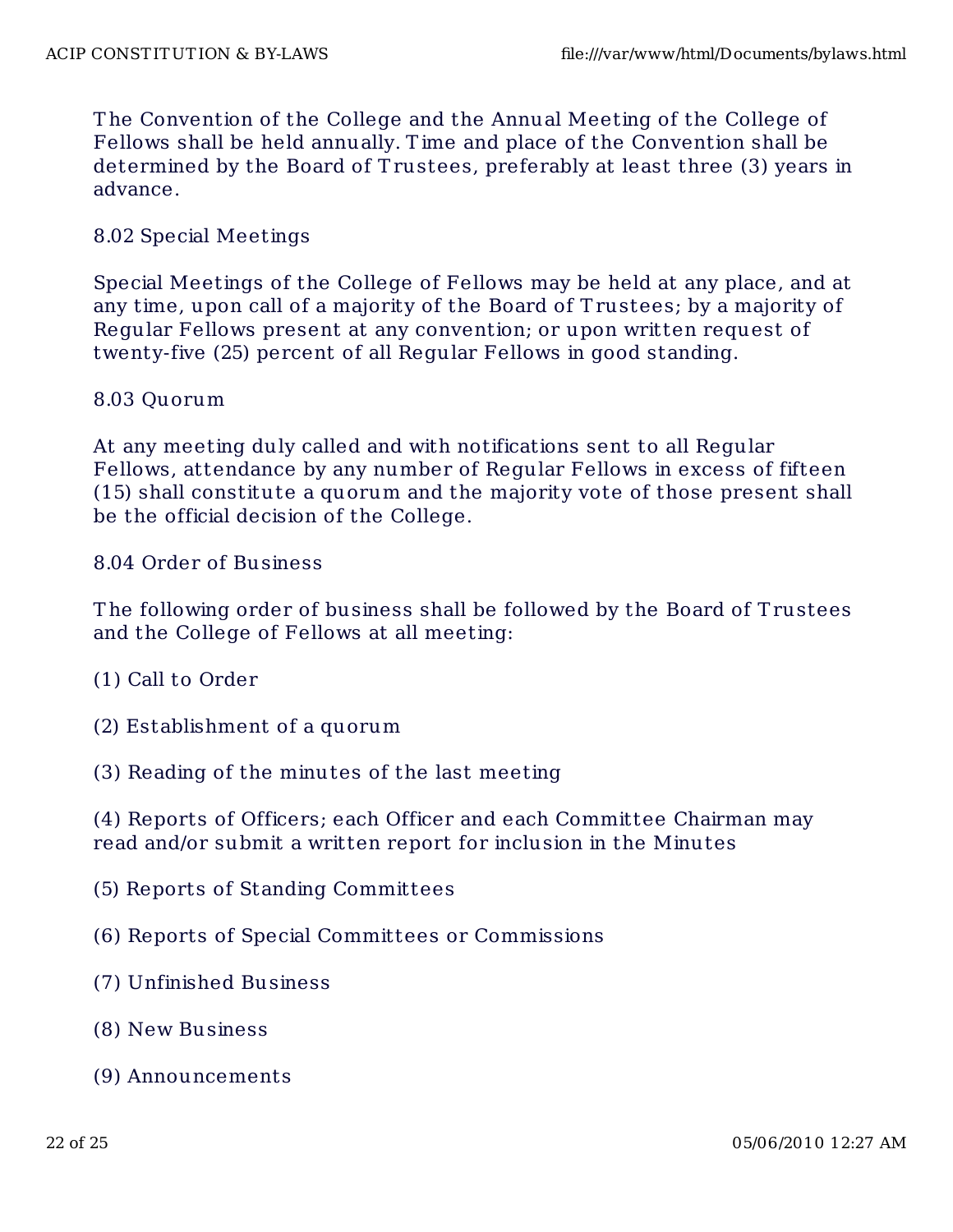The Convention of the College and the Annual Meeting of the College of Fellows shall be held annually. Time and place of the Convention shall be determined by the Board of Trustees, preferably at least three (3) years in advance.

8.02 Special Meetings

Special Meetings of the College of Fellows may be held at any place, and at any time, upon call of a majority of the Board of Trustees; by a majority of Regular Fellows present at any convention; or upon written request of twenty-five (25) percent of all Regular Fellows in good standing.

8.03 Quorum

At any meeting duly called and with notifications sent to all Regular Fellows, attendance by any number of Regular Fellows in excess of fifteen (15) shall constitute a quorum and the majority vote of those present shall be the official decision of the College.

8.04 Order of Business

The following order of business shall be followed by the Board of Trustees and the College of Fellows at all meeting:

(1) Call to Order

(2) Establishment of a quorum

(3) Reading of the minutes of the last meeting

(4) Reports of Officers; each Officer and each Committee Chairman may read and/or submit a written report for inclusion in the Minutes

(5) Reports of Standing Committees

(6) Reports of Special Committees or Commissions

(7) Unfinished Business

(8) New Business

(9) Announcements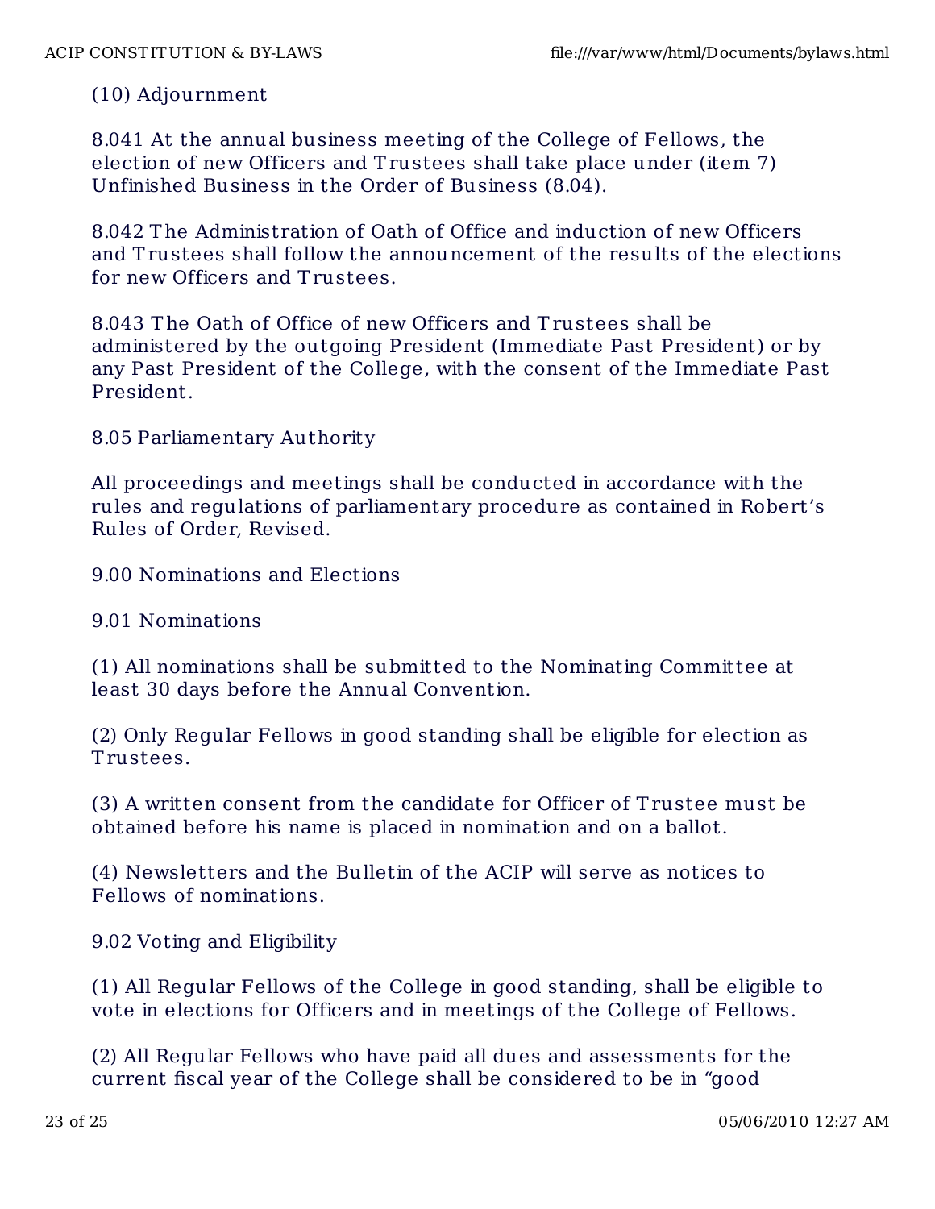(10) Adjournment

8.041 At the annual business meeting of the College of Fellows, the election of new Officers and Trustees shall take place under (item 7) Unfinished Business in the Order of Business (8.04).

8.042 The Administration of Oath of Office and induction of new Officers and Trustees shall follow the announcement of the results of the elections for new Officers and Trustees.

8.043 The Oath of Office of new Officers and Trustees shall be administered by the outgoing President (Immediate Past President) or by any Past President of the College, with the consent of the Immediate Past President.

8.05 Parliamentary Authority

All proceedings and meetings shall be conducted in accordance with the rules and regulations of parliamentary procedure as contained in Robert's Rules of Order, Revised.

9.00 Nominations and Elections

9.01 Nominations

(1) All nominations shall be submitted to the Nominating Committee at least 30 days before the Annual Convention.

(2) Only Regular Fellows in good standing shall be eligible for election as Trustees.

(3) A written consent from the candidate for Officer of Trustee must be obtained before his name is placed in nomination and on a ballot.

(4) Newsletters and the Bulletin of the ACIP will serve as notices to Fellows of nominations.

9.02 Voting and Eligibility

(1) All Regular Fellows of the College in good standing, shall be eligible to vote in elections for Officers and in meetings of the College of Fellows.

(2) All Regular Fellows who have paid all dues and assessments for the current fiscal year of the College shall be considered to be in "good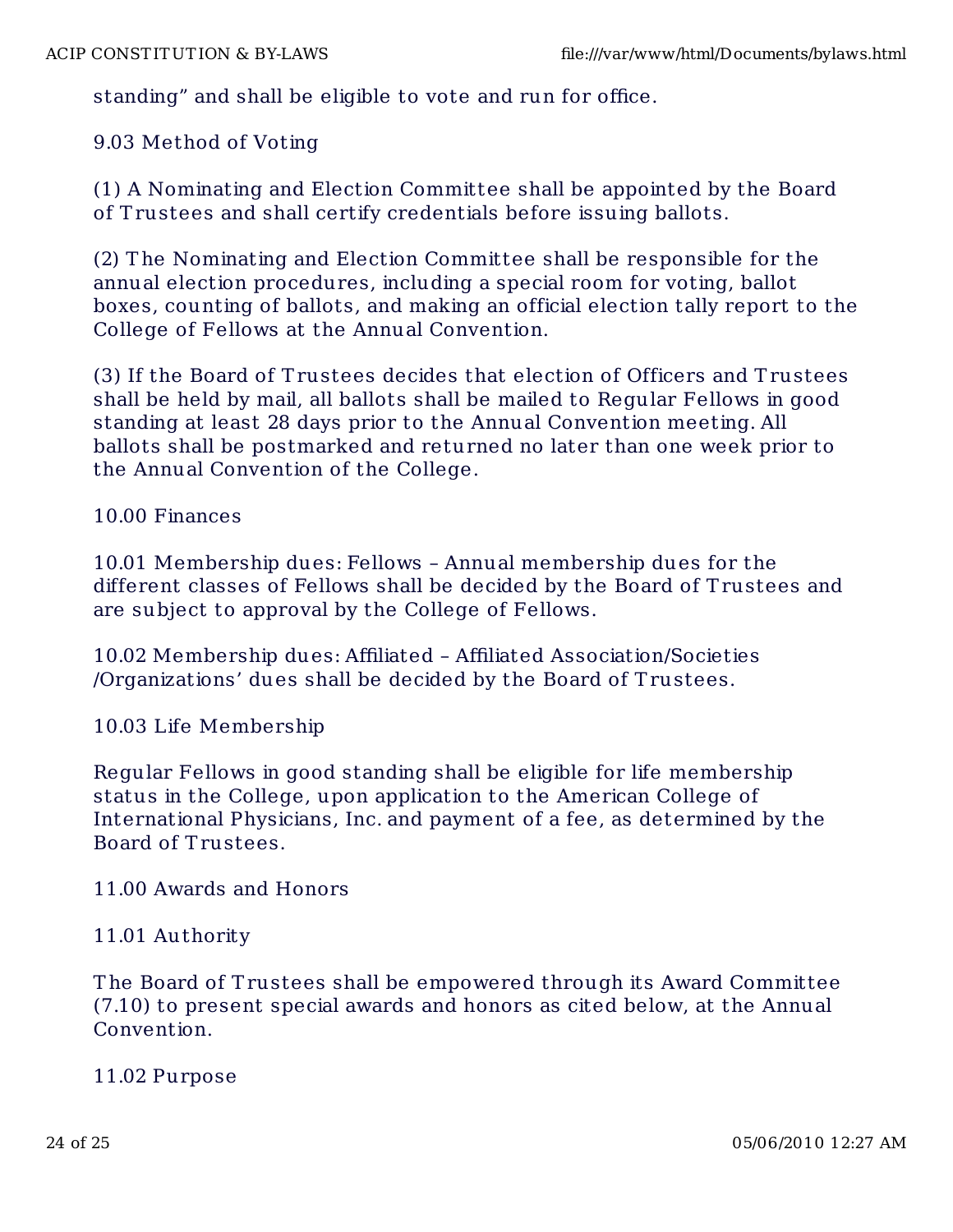standing" and shall be eligible to vote and run for office.

9.03 Method of Voting

(1) A Nominating and Election Committee shall be appointed by the Board of Trustees and shall certify credentials before issuing ballots.

(2) The Nominating and Election Committee shall be responsible for the annual election procedures, including a special room for voting, ballot boxes, counting of ballots, and making an official election tally report to the College of Fellows at the Annual Convention.

(3) If the Board of Trustees decides that election of Officers and Trustees shall be held by mail, all ballots shall be mailed to Regular Fellows in good standing at least 28 days prior to the Annual Convention meeting. All ballots shall be postmarked and returned no later than one week prior to the Annual Convention of the College.

10.00 Finances

10.01 Membership dues: Fellows – Annual membership dues for the different classes of Fellows shall be decided by the Board of Trustees and are subject to approval by the College of Fellows.

10.02 Membership dues: Affiliated – Affiliated Association/Societies /Organizations' dues shall be decided by the Board of Trustees.

10.03 Life Membership

Regular Fellows in good standing shall be eligible for life membership status in the College, upon application to the American College of International Physicians, Inc. and payment of a fee, as determined by the Board of Trustees.

11.00 Awards and Honors

11.01 Authority

The Board of Trustees shall be empowered through its Award Committee (7.10) to present special awards and honors as cited below, at the Annual Convention.

11.02 Purpose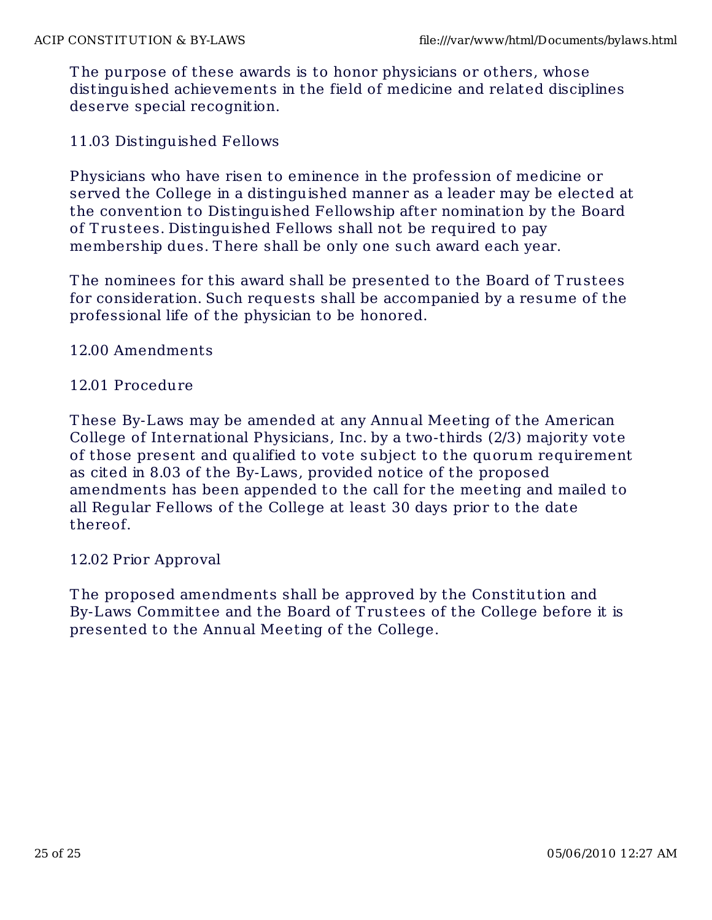The purpose of these awards is to honor physicians or others, whose distinguished achievements in the field of medicine and related disciplines deserve special recognition.

11.03 Distinguished Fellows

Physicians who have risen to eminence in the profession of medicine or served the College in a distinguished manner as a leader may be elected at the convention to Distinguished Fellowship after nomination by the Board of Trustees. Distinguished Fellows shall not be required to pay membership dues. There shall be only one such award each year.

The nominees for this award shall be presented to the Board of Trustees for consideration. Such requests shall be accompanied by a resume of the professional life of the physician to be honored.

12.00 Amendments

12.01 Procedure

These By-Laws may be amended at any Annual Meeting of the American College of International Physicians, Inc. by a two-thirds (2/3) majority vote of those present and qualified to vote subject to the quorum requirement as cited in 8.03 of the By-Laws, provided notice of the proposed amendments has been appended to the call for the meeting and mailed to all Regular Fellows of the College at least 30 days prior to the date thereof.

12.02 Prior Approval

The proposed amendments shall be approved by the Constitution and By-Laws Committee and the Board of Trustees of the College before it is presented to the Annual Meeting of the College.